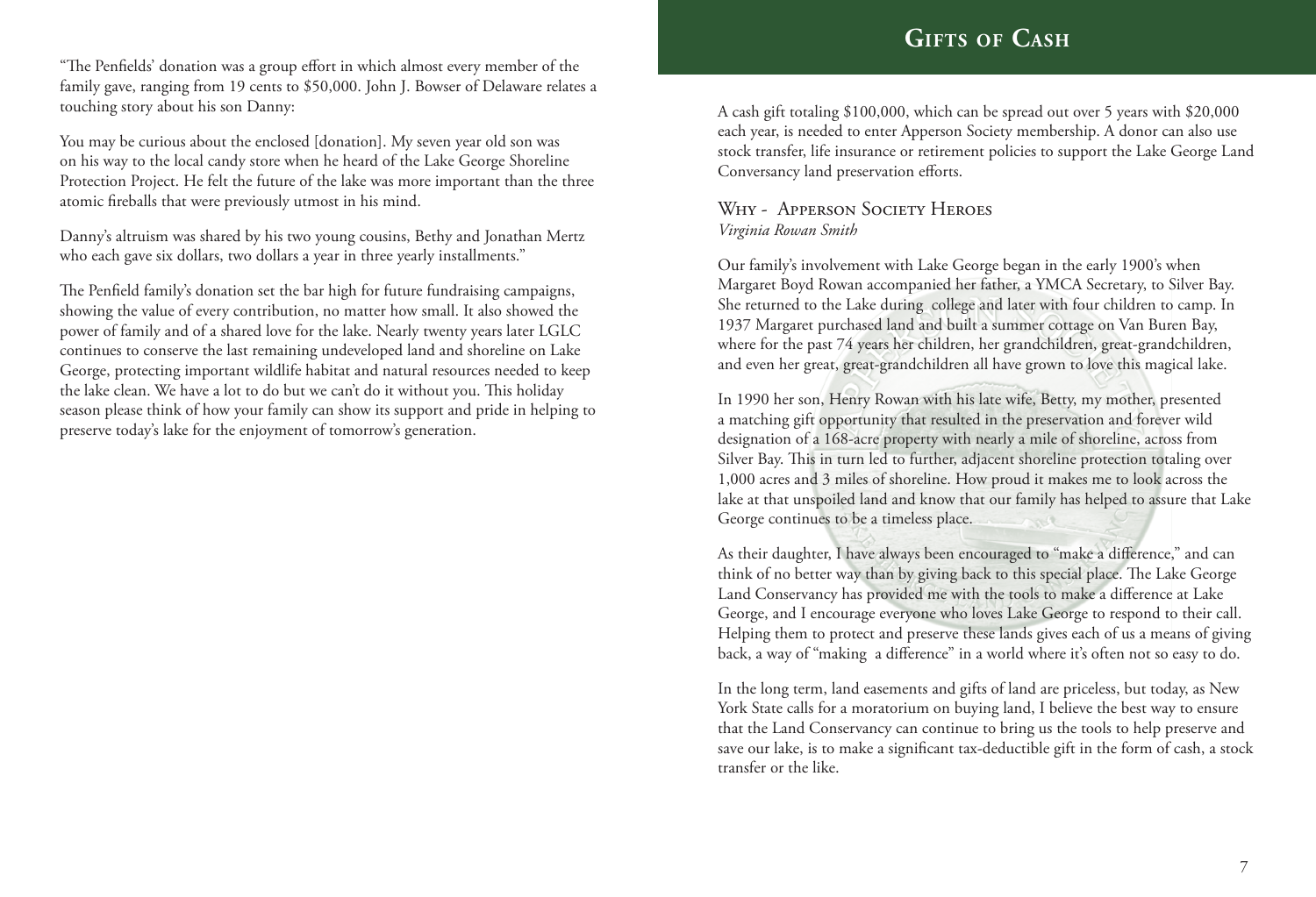"The Penfields' donation was a group effort in which almost every member of the family gave, ranging from 19 cents to $50,000. John J. Bowser of Delaware relates a touching story about his son Danny:

You may be curious about the enclosed [donation]. My seven year old son was on his way to the local candy store when he heard of the Lake George Shoreline Protection Project. He felt the future of the lake was more important than the three atomic fireballs that were previously utmost in his mind.

Danny's altruism was shared by his two young cousins, Bethy and Jonathan Mertz who each gave six dollars, two dollars a year in three yearly installments."

The Penfield family's donation set the bar high for future fundraising campaigns, showing the value of every contribution, no matter how small. It also showed the power of family and of a shared love for the lake. Nearly twenty years later LGLC continues to conserve the last remaining undeveloped land and shoreline on Lake George, protecting important wildlife habitat and natural resources needed to keep the lake clean. We have a lot to do but we can't do it without you. This holiday season please think of how your family can show its support and pride in helping to preserve today's lake for the enjoyment of tomorrow's generation.

## Gifts of Cash

A cash gift totaling $100,000, which can be spread out over 5 years with $20,000 each year, is needed to enter Apperson Society membership. A donor can also use stock transfer, life insurance or retirement policies to support the Lake George Land Conservancy land preservation efforts.

### Why - Apperson Society Heroes

*Virginia Rowan Smith*

Our family's involvement with Lake George began in the early 1900's when Margaret Boyd Rowan accompanied her father, a YMCA Secretary, to Silver Bay. She returned to the Lake during college and later with four children to camp. In 1937 Margaret purchased land and built a summer cottage on Van Buren Bay, where for the past 74 years her children, her grandchildren, great-grandchildren, and even her great, great-grandchildren all have grown to love this magical lake.

In 1990 her son, Henry Rowan with his late wife, Betty, my mother, presented a matching gift opportunity that resulted in the preservation and forever wild designation of a 168-acre property with nearly a mile of shoreline, across from Silver Bay. This in turn led to further, adjacent shoreline protection totaling over 1,000 acres and 3 miles of shoreline. How proud it makes me to look across the lake at that unspoiled land and know that our family has helped to assure that Lake George continues to be a timeless place.

As their daughter, I have always been encouraged to "make a difference," and can think of no better way than by giving back to this special place. The Lake George Land Conservancy has provided me with the tools to make a difference at Lake George, and I encourage everyone who loves Lake George to respond to their call. Helping them to protect and preserve these lands gives each of us a means of giving back, a way of "making a difference" in a world where it's often not so easy to do.

In the long term, land easements and gifts of land are priceless, but today, as New York State calls for a moratorium on buying land, I believe the best way to ensure that the Land Conservancy can continue to bring us the tools to help preserve and save our lake, is to make a significant tax-deductible gift in the form of cash, a stock transfer or the like.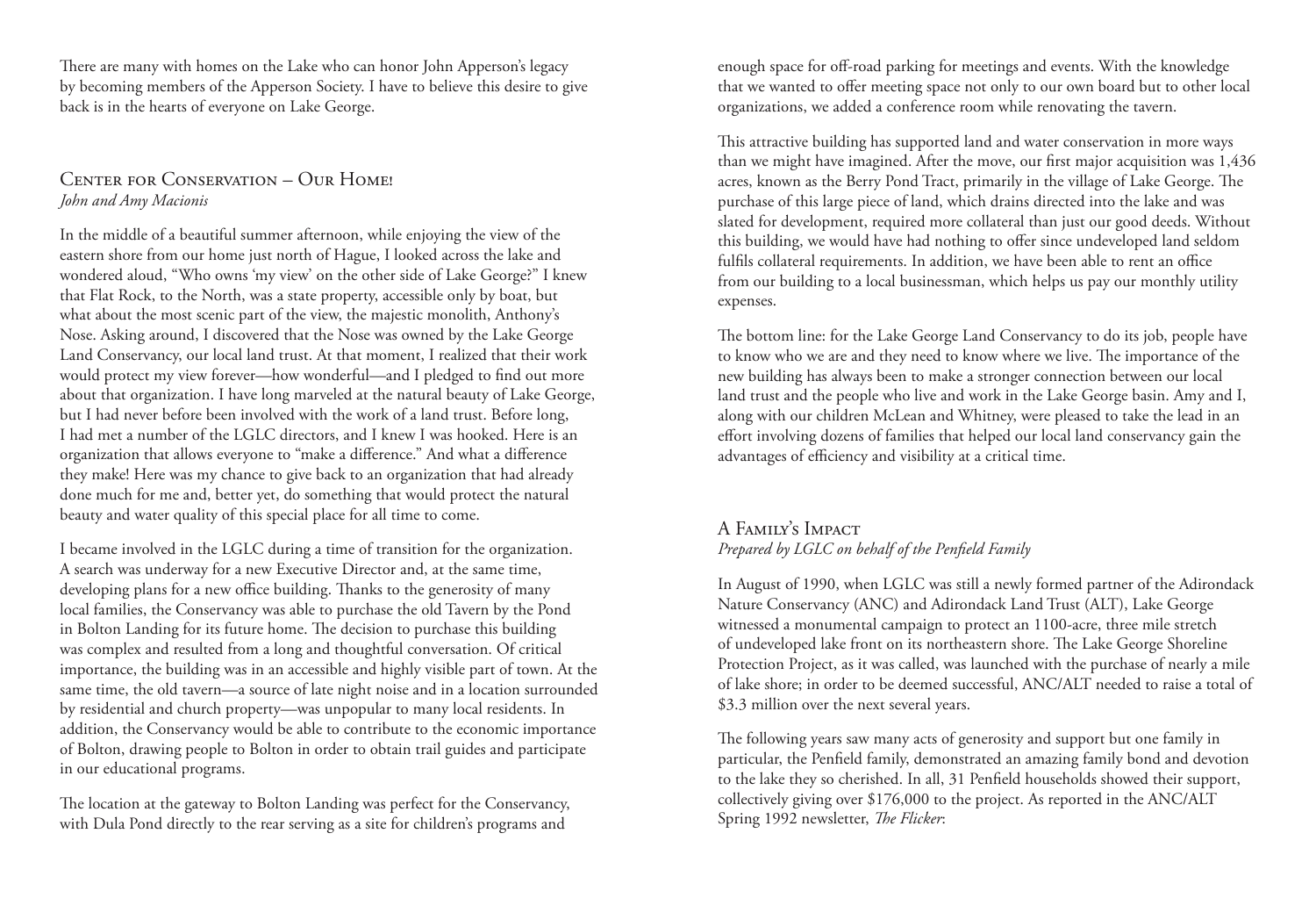There are many with homes on the Lake who can honor John Apperson's legacy by becoming members of the Apperson Society. I have to believe this desire to give back is in the hearts of everyone on Lake George.

## Center for Conservation – Our Home!

*John and Amy Macionis*

In the middle of a beautiful summer afternoon, while enjoying the view of the eastern shore from our home just north of Hague, I looked across the lake and wondered aloud, "Who owns 'my view' on the other side of Lake George?" I knew that Flat Rock, to the North, was a state property, accessible only by boat, but what about the most scenic part of the view, the majestic monolith, Anthony's Nose. Asking around, I discovered that the Nose was owned by the Lake George Land Conservancy, our local land trust. At that moment, I realized that their work would protect my view forever—how wonderful—and I pledged to find out more about that organization. I have long marveled at the natural beauty of Lake George, but I had never before been involved with the work of a land trust. Before long, I had met a number of the LGLC directors, and I knew I was hooked. Here is an organization that allows everyone to "make a difference." And what a difference they make! Here was my chance to give back to an organization that had already done much for me and, better yet, do something that would protect the natural beauty and water quality of this special place for all time to come.

I became involved in the LGLC during a time of transition for the organization. A search was underway for a new Executive Director and, at the same time, developing plans for a new office building. Thanks to the generosity of many local families, the Conservancy was able to purchase the old Tavern by the Pond in Bolton Landing for its future home. The decision to purchase this building was complex and resulted from a long and thoughtful conversation. Of critical importance, the building was in an accessible and highly visible part of town. At the same time, the old tavern—a source of late night noise and in a location surrounded by residential and church property—was unpopular to many local residents. In addition, the Conservancy would be able to contribute to the economic importance of Bolton, drawing people to Bolton in order to obtain trail guides and participate in our educational programs.

The location at the gateway to Bolton Landing was perfect for the Conservancy, with Dula Pond directly to the rear serving as a site for children's programs and enough space for off-road parking for meetings and events. With the knowledge that we wanted to offer meeting space not only to our own board but to other local organizations, we added a conference room while renovating the tavern.

This attractive building has supported land and water conservation in more ways than we might have imagined. After the move, our first major acquisition was 1,436 acres, known as the Berry Pond Tract, primarily in the village of Lake George. The purchase of this large piece of land, which drains directed into the lake and was slated for development, required more collateral than just our good deeds. Without this building, we would have had nothing to offer since undeveloped land seldom fulfils collateral requirements. In addition, we have been able to rent an office from our building to a local businessman, which helps us pay our monthly utility expenses.

The bottom line: for the Lake George Land Conservancy to do its job, people have to know who we are and they need to know where we live. The importance of the new building has always been to make a stronger connection between our local land trust and the people who live and work in the Lake George basin. Amy and I, along with our children McLean and Whitney, were pleased to take the lead in an effort involving dozens of families that helped our local land conservancy gain the advantages of efficiency and visibility at a critical time.

## A Family's Impact

*Prepared by LGLC on behalf of the Penfield Family*

In August of 1990, when LGLC was still a newly formed partner of the Adirondack Nature Conservancy (ANC) and Adirondack Land Trust (ALT), Lake George witnessed a monumental campaign to protect an 1100-acre, three mile stretch of undeveloped lake front on its northeastern shore. The Lake George Shoreline Protection Project, as it was called, was launched with the purchase of nearly a mile of lake shore; in order to be deemed successful, ANC/ALT needed to raise a total of $3.3 million over the next several years.

The following years saw many acts of generosity and support but one family in particular, the Penfield family, demonstrated an amazing family bond and devotion to the lake they so cherished. In all, 31 Penfield households showed their support, collectively giving over $176,000 to the project. As reported in the ANC/ALT Spring 1992 newsletter, *The Flicker*: